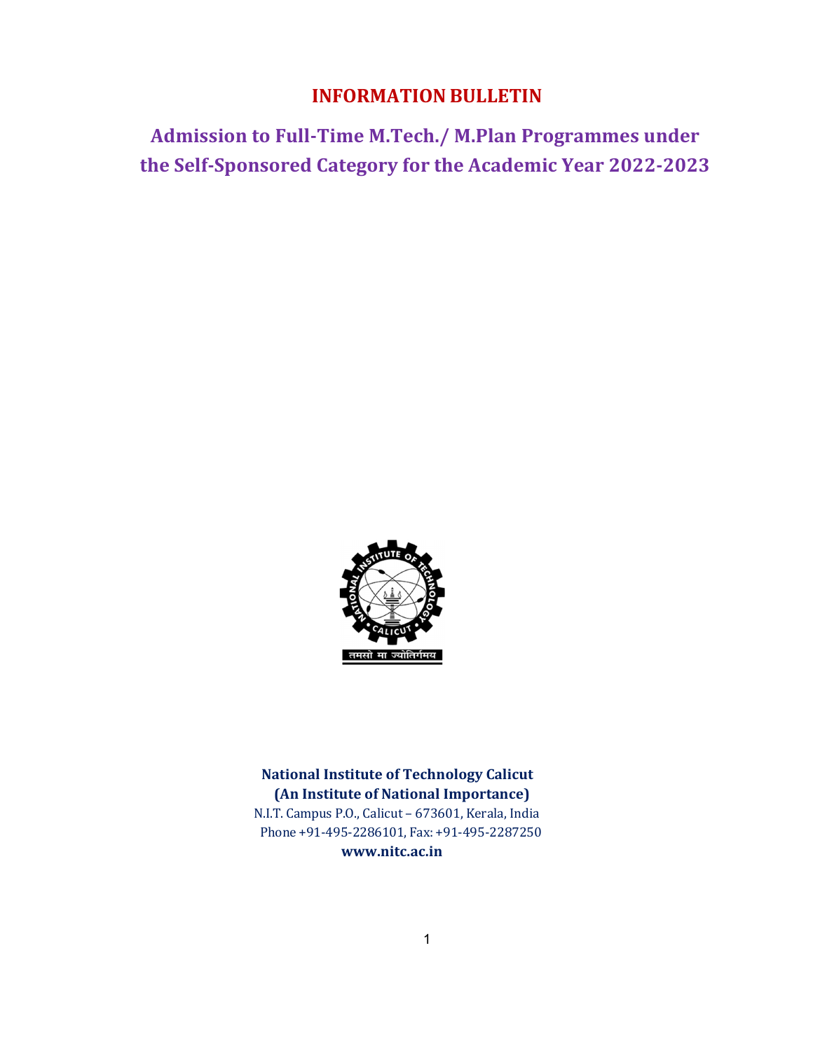# INFORMATION BULLETIN

## Admission to Full-Time M.Tech./ M.Plan Programmes under the Self-Sponsored Category for the Academic Year 2022-2023

**National Institute of Technology Calicut**
**(An Institute of National Importance)**
N.I.T. Campus P.O., Calicut – 673601, Kerala, India
Phone +91-495-2286101, Fax: +91-495-2287250
**www.nitc.ac.in**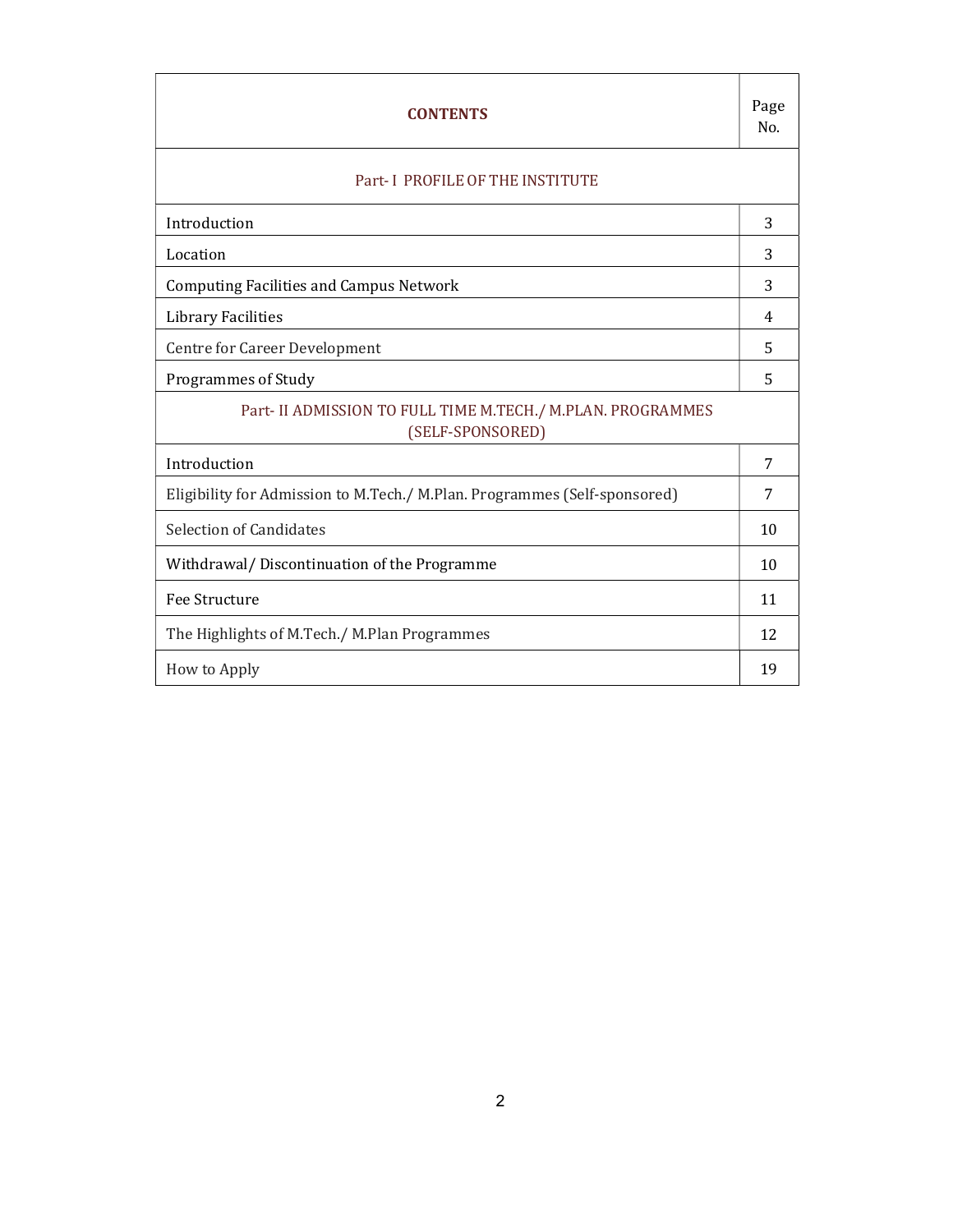| CONTENTS | Page No. |
|---|---|
| Part- I PROFILE OF THE INSTITUTE | |
| Introduction | 3 |
| Location | 3 |
| Computing Facilities and Campus Network | 3 |
| Library Facilities | 4 |
| Centre for Career Development | 5 |
| Programmes of Study | 5 |
| Part- II ADMISSION TO FULL TIME M.TECH./ M.PLAN. PROGRAMMES (SELF-SPONSORED) | |
| Introduction | 7 |
| Eligibility for Admission to M.Tech./ M.Plan. Programmes (Self-sponsored) | 7 |
| Selection of Candidates | 10 |
| Withdrawal/ Discontinuation of the Programme | 10 |
| Fee Structure | 11 |
| The Highlights of M.Tech./ M.Plan Programmes | 12 |
| How to Apply | 19 |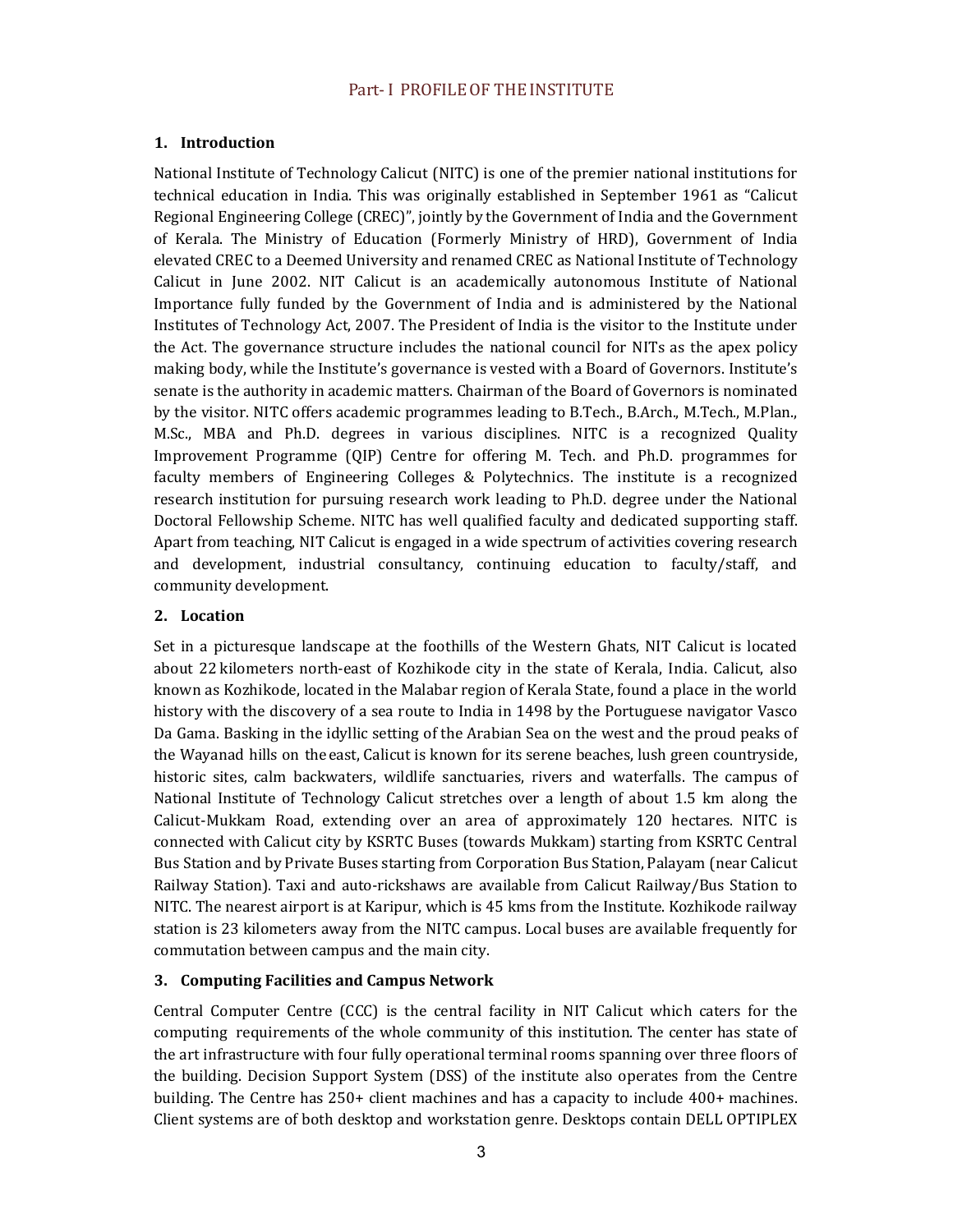# Part- I PROFILE OF THE INSTITUTE

## 1. Introduction

National Institute of Technology Calicut (NITC) is one of the premier national institutions for technical education in India. This was originally established in September 1961 as "Calicut Regional Engineering College (CREC)", jointly by the Government of India and the Government of Kerala. The Ministry of Education (Formerly Ministry of HRD), Government of India elevated CREC to a Deemed University and renamed CREC as National Institute of Technology Calicut in June 2002. NIT Calicut is an academically autonomous Institute of National Importance fully funded by the Government of India and is administered by the National Institutes of Technology Act, 2007. The President of India is the visitor to the Institute under the Act. The governance structure includes the national council for NITs as the apex policy making body, while the Institute's governance is vested with a Board of Governors. Institute's senate is the authority in academic matters. Chairman of the Board of Governors is nominated by the visitor. NITC offers academic programmes leading to B.Tech., B.Arch., M.Tech., M.Plan., M.Sc., MBA and Ph.D. degrees in various disciplines. NITC is a recognized Quality Improvement Programme (QIP) Centre for offering M. Tech. and Ph.D. programmes for faculty members of Engineering Colleges & Polytechnics. The institute is a recognized research institution for pursuing research work leading to Ph.D. degree under the National Doctoral Fellowship Scheme. NITC has well qualified faculty and dedicated supporting staff. Apart from teaching, NIT Calicut is engaged in a wide spectrum of activities covering research and development, industrial consultancy, continuing education to faculty/staff, and community development.

## 2. Location

Set in a picturesque landscape at the foothills of the Western Ghats, NIT Calicut is located about 22 kilometers north-east of Kozhikode city in the state of Kerala, India. Calicut, also known as Kozhikode, located in the Malabar region of Kerala State, found a place in the world history with the discovery of a sea route to India in 1498 by the Portuguese navigator Vasco Da Gama. Basking in the idyllic setting of the Arabian Sea on the west and the proud peaks of the Wayanad hills on the east, Calicut is known for its serene beaches, lush green countryside, historic sites, calm backwaters, wildlife sanctuaries, rivers and waterfalls. The campus of National Institute of Technology Calicut stretches over a length of about 1.5 km along the Calicut-Mukkam Road, extending over an area of approximately 120 hectares. NITC is connected with Calicut city by KSRTC Buses (towards Mukkam) starting from KSRTC Central Bus Station and by Private Buses starting from Corporation Bus Station, Palayam (near Calicut Railway Station). Taxi and auto-rickshaws are available from Calicut Railway/Bus Station to NITC. The nearest airport is at Karipur, which is 45 kms from the Institute. Kozhikode railway station is 23 kilometers away from the NITC campus. Local buses are available frequently for commutation between campus and the main city.

## 3. Computing Facilities and Campus Network

Central Computer Centre (CCC) is the central facility in NIT Calicut which caters for the computing requirements of the whole community of this institution. The center has state of the art infrastructure with four fully operational terminal rooms spanning over three floors of the building. Decision Support System (DSS) of the institute also operates from the Centre building. The Centre has 250+ client machines and has a capacity to include 400+ machines. Client systems are of both desktop and workstation genre. Desktops contain DELL OPTIPLEX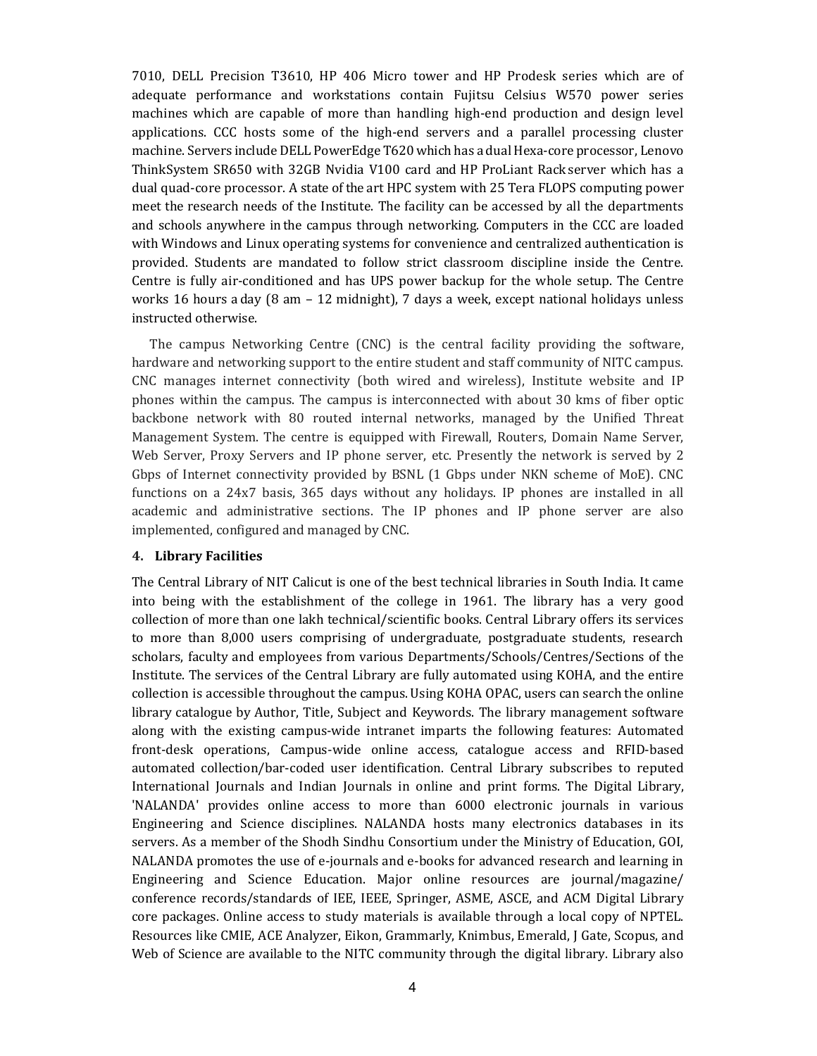7010, DELL Precision T3610, HP 406 Micro tower and HP Prodesk series which are of adequate performance and workstations contain Fujitsu Celsius W570 power series machines which are capable of more than handling high-end production and design level applications. CCC hosts some of the high-end servers and a parallel processing cluster machine. Servers include DELL PowerEdge T620 which has a dual Hexa-core processor, Lenovo ThinkSystem SR650 with 32GB Nvidia V100 card and HP ProLiant Rack server which has a dual quad-core processor. A state of the art HPC system with 25 Tera FLOPS computing power meet the research needs of the Institute. The facility can be accessed by all the departments and schools anywhere in the campus through networking. Computers in the CCC are loaded with Windows and Linux operating systems for convenience and centralized authentication is provided. Students are mandated to follow strict classroom discipline inside the Centre. Centre is fully air-conditioned and has UPS power backup for the whole setup. The Centre works 16 hours a day (8 am – 12 midnight), 7 days a week, except national holidays unless instructed otherwise.

The campus Networking Centre (CNC) is the central facility providing the software, hardware and networking support to the entire student and staff community of NITC campus. CNC manages internet connectivity (both wired and wireless), Institute website and IP phones within the campus. The campus is interconnected with about 30 kms of fiber optic backbone network with 80 routed internal networks, managed by the Unified Threat Management System. The centre is equipped with Firewall, Routers, Domain Name Server, Web Server, Proxy Servers and IP phone server, etc. Presently the network is served by 2 Gbps of Internet connectivity provided by BSNL (1 Gbps under NKN scheme of MoE). CNC functions on a 24x7 basis, 365 days without any holidays. IP phones are installed in all academic and administrative sections. The IP phones and IP phone server are also implemented, configured and managed by CNC.

**4. Library Facilities**

The Central Library of NIT Calicut is one of the best technical libraries in South India. It came into being with the establishment of the college in 1961. The library has a very good collection of more than one lakh technical/scientific books. Central Library offers its services to more than 8,000 users comprising of undergraduate, postgraduate students, research scholars, faculty and employees from various Departments/Schools/Centres/Sections of the Institute. The services of the Central Library are fully automated using KOHA, and the entire collection is accessible throughout the campus. Using KOHA OPAC, users can search the online library catalogue by Author, Title, Subject and Keywords. The library management software along with the existing campus-wide intranet imparts the following features: Automated front-desk operations, Campus-wide online access, catalogue access and RFID-based automated collection/bar-coded user identification. Central Library subscribes to reputed International Journals and Indian Journals in online and print forms. The Digital Library, 'NALANDA' provides online access to more than 6000 electronic journals in various Engineering and Science disciplines. NALANDA hosts many electronics databases in its servers. As a member of the Shodh Sindhu Consortium under the Ministry of Education, GOI, NALANDA promotes the use of e-journals and e-books for advanced research and learning in Engineering and Science Education. Major online resources are journal/magazine/ conference records/standards of IEE, IEEE, Springer, ASME, ASCE, and ACM Digital Library core packages. Online access to study materials is available through a local copy of NPTEL. Resources like CMIE, ACE Analyzer, Eikon, Grammarly, Knimbus, Emerald, J Gate, Scopus, and Web of Science are available to the NITC community through the digital library. Library also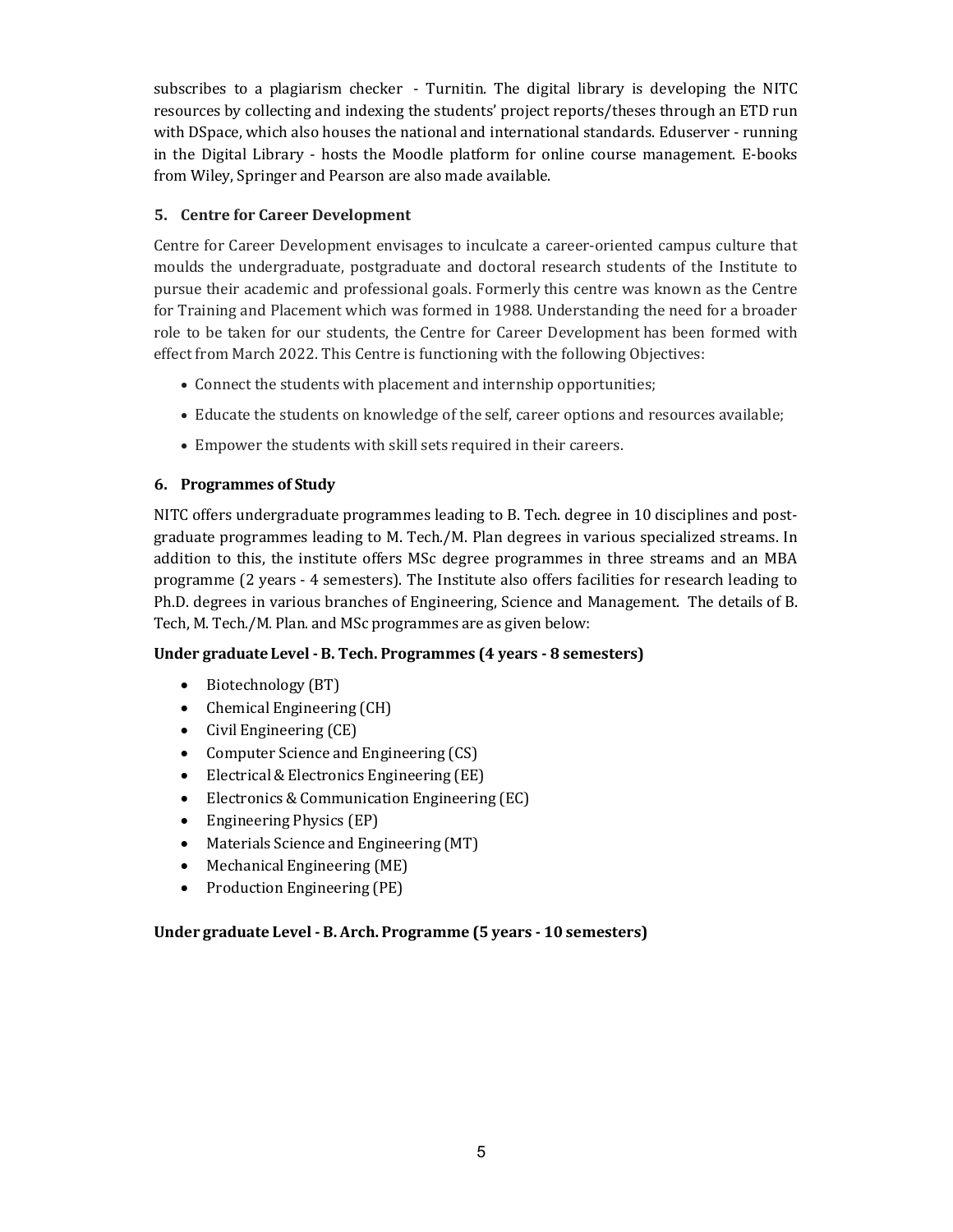subscribes to a plagiarism checker - Turnitin. The digital library is developing the NITC resources by collecting and indexing the students' project reports/theses through an ETD run with DSpace, which also houses the national and international standards. Eduserver - running in the Digital Library - hosts the Moodle platform for online course management. E-books from Wiley, Springer and Pearson are also made available.

### 5. Centre for Career Development

Centre for Career Development envisages to inculcate a career-oriented campus culture that moulds the undergraduate, postgraduate and doctoral research students of the Institute to pursue their academic and professional goals. Formerly this centre was known as the Centre for Training and Placement which was formed in 1988. Understanding the need for a broader role to be taken for our students, the Centre for Career Development has been formed with effect from March 2022. This Centre is functioning with the following Objectives:

- Connect the students with placement and internship opportunities;
- Educate the students on knowledge of the self, career options and resources available;
- Empower the students with skill sets required in their careers.

### 6. Programmes of Study

NITC offers undergraduate programmes leading to B. Tech. degree in 10 disciplines and post-graduate programmes leading to M. Tech./M. Plan degrees in various specialized streams. In addition to this, the institute offers MSc degree programmes in three streams and an MBA programme (2 years - 4 semesters). The Institute also offers facilities for research leading to Ph.D. degrees in various branches of Engineering, Science and Management. The details of B. Tech, M. Tech./M. Plan. and MSc programmes are as given below:

**Under graduate Level - B. Tech. Programmes (4 years - 8 semesters)**

- Biotechnology (BT)
- Chemical Engineering (CH)
- Civil Engineering (CE)
- Computer Science and Engineering (CS)
- Electrical & Electronics Engineering (EE)
- Electronics & Communication Engineering (EC)
- Engineering Physics (EP)
- Materials Science and Engineering (MT)
- Mechanical Engineering (ME)
- Production Engineering (PE)

**Under graduate Level - B. Arch. Programme (5 years - 10 semesters)**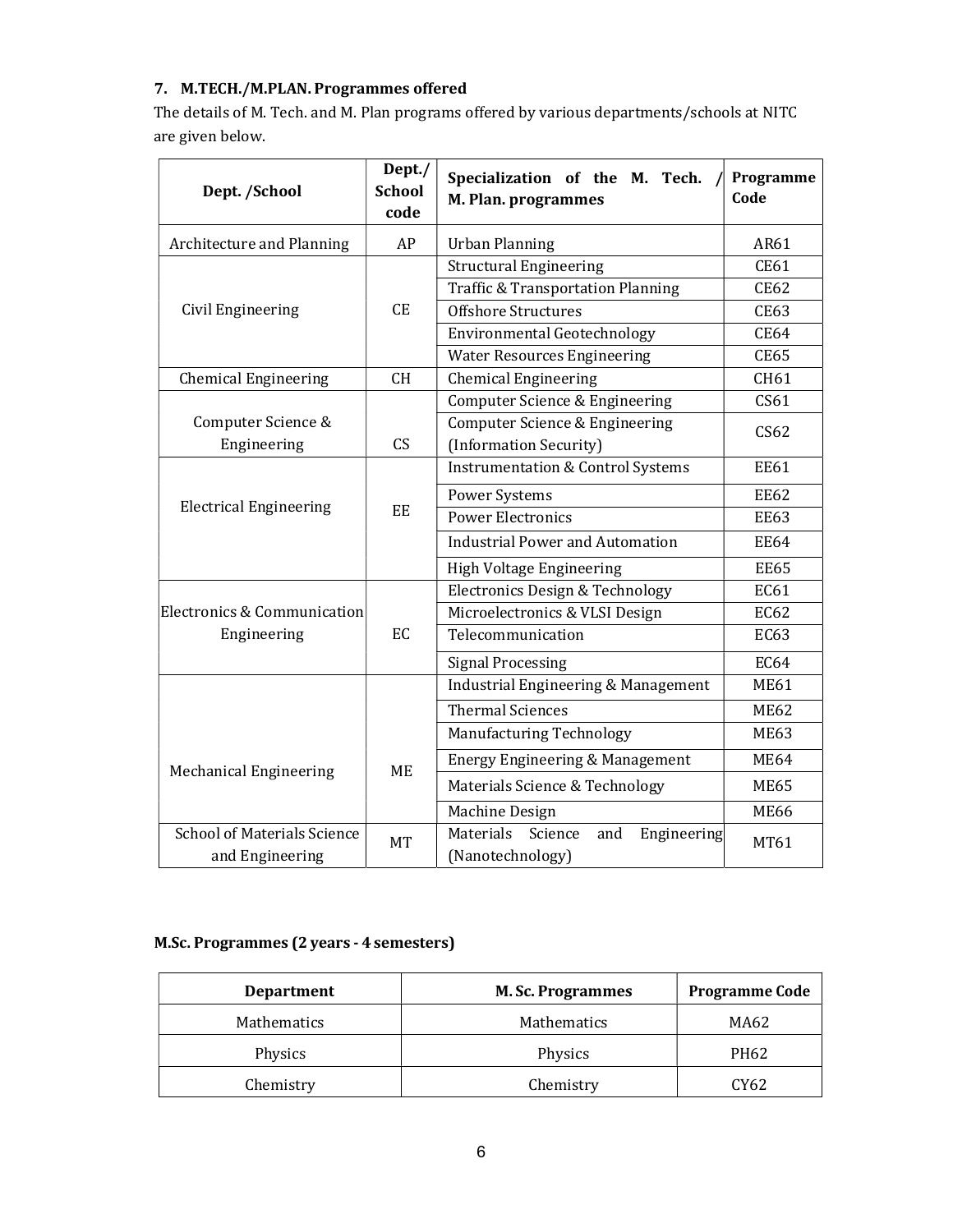### 7. M.TECH./M.PLAN. Programmes offered

The details of M. Tech. and M. Plan programs offered by various departments/schools at NITC are given below.

| Dept. /School | Dept./ School code | Specialization of the M. Tech. / M. Plan. programmes | Programme Code |
|---|---|---|---|
| Architecture and Planning | AP | Urban Planning | AR61 |
| Civil Engineering | CE | Structural Engineering | CE61 |
| | | Traffic & Transportation Planning | CE62 |
| | | Offshore Structures | CE63 |
| | | Environmental Geotechnology | CE64 |
| | | Water Resources Engineering | CE65 |
| Chemical Engineering | CH | Chemical Engineering | CH61 |
| Computer Science & Engineering | CS | Computer Science & Engineering | CS61 |
| | | Computer Science & Engineering (Information Security) | CS62 |
| Electrical Engineering | EE | Instrumentation & Control Systems | EE61 |
| | | Power Systems | EE62 |
| | | Power Electronics | EE63 |
| | | Industrial Power and Automation | EE64 |
| | | High Voltage Engineering | EE65 |
| Electronics & Communication Engineering | EC | Electronics Design & Technology | EC61 |
| | | Microelectronics & VLSI Design | EC62 |
| | | Telecommunication | EC63 |
| | | Signal Processing | EC64 |
| Mechanical Engineering | ME | Industrial Engineering & Management | ME61 |
| | | Thermal Sciences | ME62 |
| | | Manufacturing Technology | ME63 |
| | | Energy Engineering & Management | ME64 |
| | | Materials Science & Technology | ME65 |
| | | Machine Design | ME66 |
| School of Materials Science and Engineering | MT | Materials Science and Engineering (Nanotechnology) | MT61 |

**M.Sc. Programmes (2 years - 4 semesters)**

| Department | M. Sc. Programmes | Programme Code |
|---|---|---|
| Mathematics | Mathematics | MA62 |
| Physics | Physics | PH62 |
| Chemistry | Chemistry | CY62 |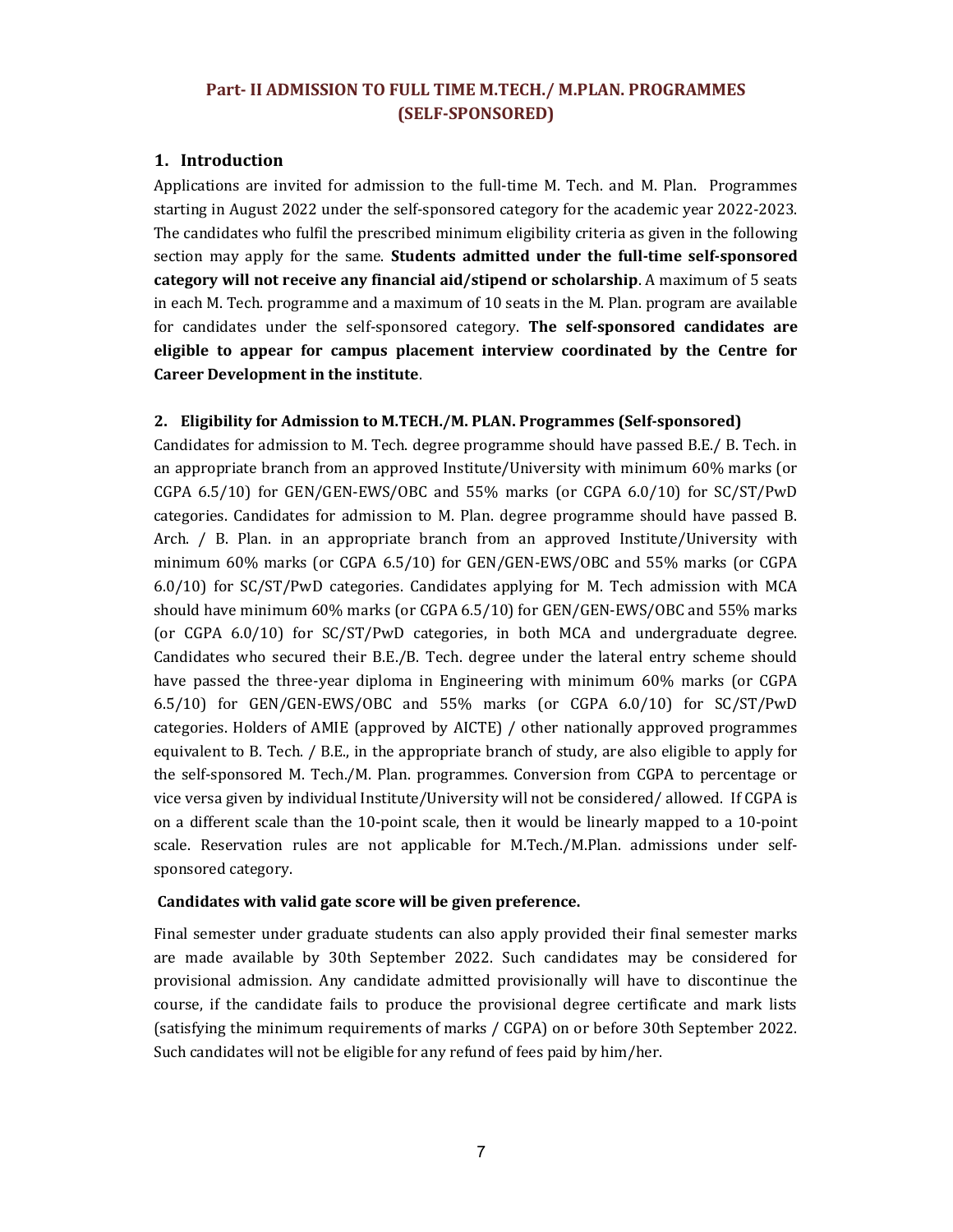## Part- II ADMISSION TO FULL TIME M.TECH./ M.PLAN. PROGRAMMES (SELF-SPONSORED)

### 1. Introduction

Applications are invited for admission to the full-time M. Tech. and M. Plan. Programmes starting in August 2022 under the self-sponsored category for the academic year 2022-2023. The candidates who fulfil the prescribed minimum eligibility criteria as given in the following section may apply for the same. **Students admitted under the full-time self-sponsored category will not receive any financial aid/stipend or scholarship**. A maximum of 5 seats in each M. Tech. programme and a maximum of 10 seats in the M. Plan. program are available for candidates under the self-sponsored category. **The self-sponsored candidates are eligible to appear for campus placement interview coordinated by the Centre for Career Development in the institute**.

#### 2. Eligibility for Admission to M.TECH./M. PLAN. Programmes (Self-sponsored)

Candidates for admission to M. Tech. degree programme should have passed B.E./ B. Tech. in an appropriate branch from an approved Institute/University with minimum 60% marks (or CGPA 6.5/10) for GEN/GEN-EWS/OBC and 55% marks (or CGPA 6.0/10) for SC/ST/PwD categories. Candidates for admission to M. Plan. degree programme should have passed B. Arch. / B. Plan. in an appropriate branch from an approved Institute/University with minimum 60% marks (or CGPA 6.5/10) for GEN/GEN-EWS/OBC and 55% marks (or CGPA 6.0/10) for SC/ST/PwD categories. Candidates applying for M. Tech admission with MCA should have minimum 60% marks (or CGPA 6.5/10) for GEN/GEN-EWS/OBC and 55% marks (or CGPA 6.0/10) for SC/ST/PwD categories, in both MCA and undergraduate degree. Candidates who secured their B.E./B. Tech. degree under the lateral entry scheme should have passed the three-year diploma in Engineering with minimum 60% marks (or CGPA 6.5/10) for GEN/GEN-EWS/OBC and 55% marks (or CGPA 6.0/10) for SC/ST/PwD categories. Holders of AMIE (approved by AICTE) / other nationally approved programmes equivalent to B. Tech. / B.E., in the appropriate branch of study, are also eligible to apply for the self-sponsored M. Tech./M. Plan. programmes. Conversion from CGPA to percentage or vice versa given by individual Institute/University will not be considered/ allowed. If CGPA is on a different scale than the 10-point scale, then it would be linearly mapped to a 10-point scale. Reservation rules are not applicable for M.Tech./M.Plan. admissions under self-sponsored category.

**Candidates with valid gate score will be given preference.**

Final semester under graduate students can also apply provided their final semester marks are made available by 30th September 2022. Such candidates may be considered for provisional admission. Any candidate admitted provisionally will have to discontinue the course, if the candidate fails to produce the provisional degree certificate and mark lists (satisfying the minimum requirements of marks / CGPA) on or before 30th September 2022. Such candidates will not be eligible for any refund of fees paid by him/her.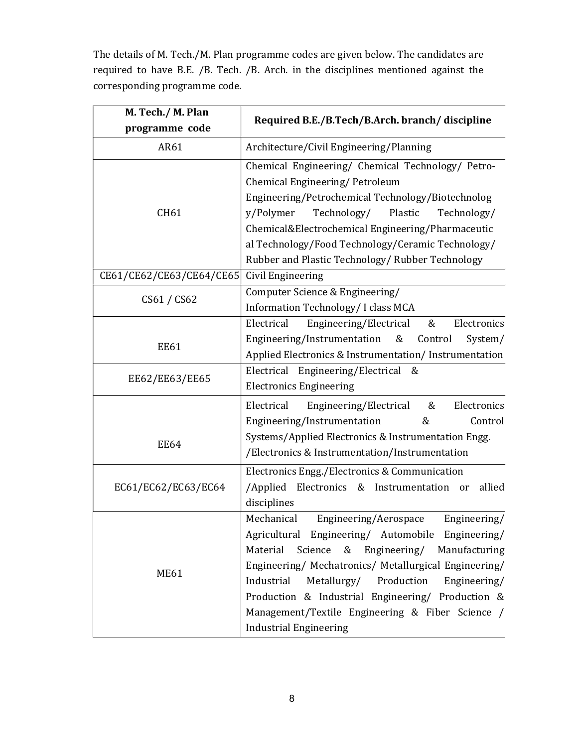The details of M. Tech./M. Plan programme codes are given below. The candidates are required to have B.E. /B. Tech. /B. Arch. in the disciplines mentioned against the corresponding programme code.

| M. Tech./ M. Plan programme code | Required B.E./B.Tech/B.Arch. branch/ discipline |
|---|---|
| AR61 | Architecture/Civil Engineering/Planning |
| CH61 | Chemical Engineering/ Chemical Technology/ Petro-Chemical Engineering/ Petroleum Engineering/Petrochemical Technology/Biotechnology/Polymer Technology/ Plastic Technology/ Chemical&Electrochemical Engineering/Pharmaceutical Technology/Food Technology/Ceramic Technology/ Rubber and Plastic Technology/ Rubber Technology |
| CE61/CE62/CE63/CE64/CE65 | Civil Engineering |
| CS61 / CS62 | Computer Science & Engineering/ Information Technology/ I class MCA |
| EE61 | Electrical Engineering/Electrical & Electronics Engineering/Instrumentation & Control System/ Applied Electronics & Instrumentation/ Instrumentation |
| EE62/EE63/EE65 | Electrical Engineering/Electrical & Electronics Engineering |
| EE64 | Electrical Engineering/Electrical & Electronics Engineering/Instrumentation & Control Systems/Applied Electronics & Instrumentation Engg. /Electronics & Instrumentation/Instrumentation |
| EC61/EC62/EC63/EC64 | Electronics Engg./Electronics & Communication /Applied Electronics & Instrumentation or allied disciplines |
| ME61 | Mechanical Engineering/Aerospace Engineering/ Agricultural Engineering/ Automobile Engineering/ Material Science & Engineering/ Manufacturing Engineering/ Mechatronics/ Metallurgical Engineering/ Industrial Metallurgy/ Production Engineering/ Production & Industrial Engineering/ Production & Management/Textile Engineering & Fiber Science / Industrial Engineering |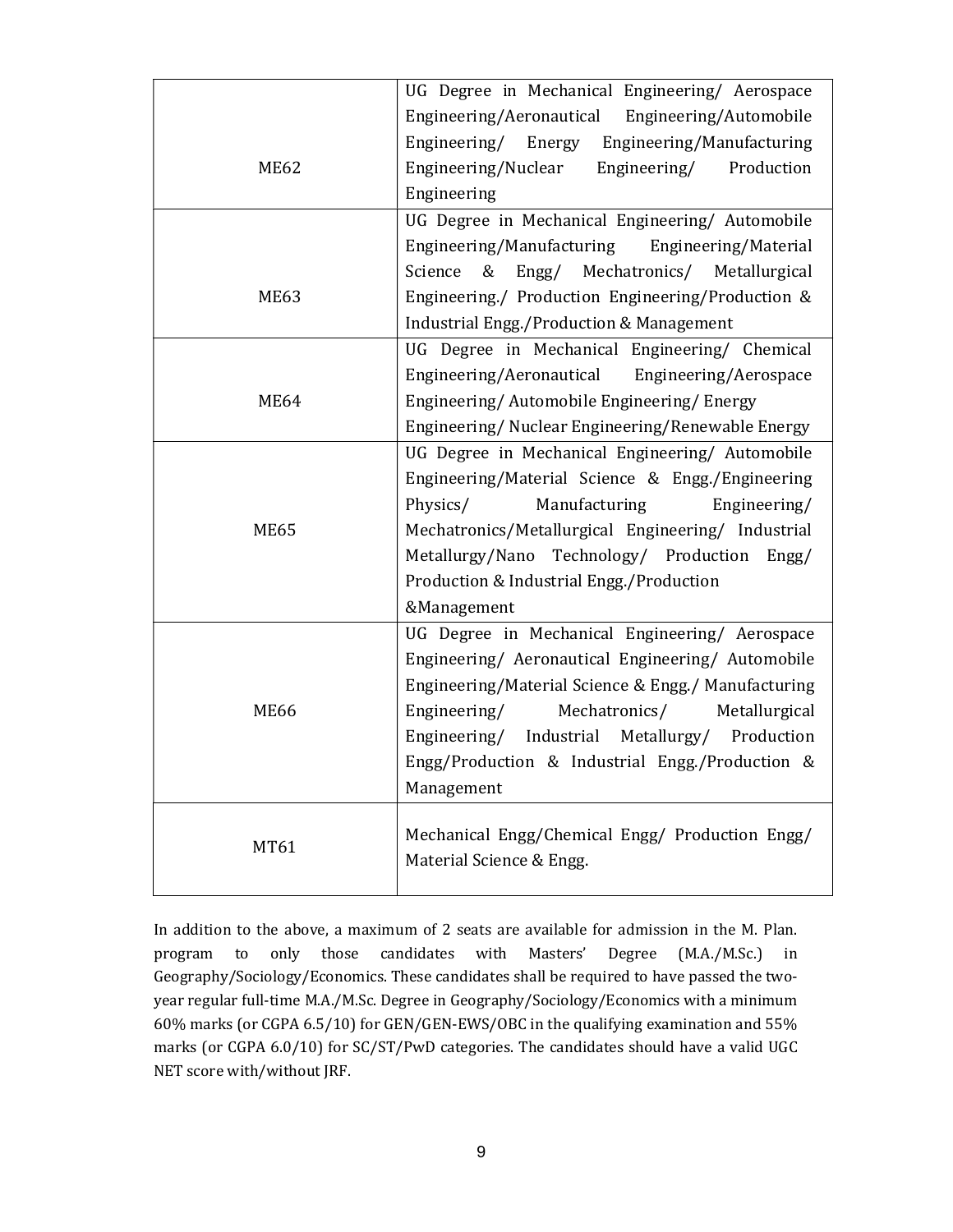| | |
|---|---|
| ME62 | UG Degree in Mechanical Engineering/ Aerospace Engineering/Aeronautical Engineering/Automobile Engineering/ Energy Engineering/Manufacturing Engineering/Nuclear Engineering/ Production Engineering |
| ME63 | UG Degree in Mechanical Engineering/ Automobile Engineering/Manufacturing Engineering/Material Science & Engg/ Mechatronics/ Metallurgical Engineering./ Production Engineering/Production & Industrial Engg./Production & Management |
| ME64 | UG Degree in Mechanical Engineering/ Chemical Engineering/Aeronautical Engineering/Aerospace Engineering/ Automobile Engineering/ Energy Engineering/ Nuclear Engineering/Renewable Energy |
| ME65 | UG Degree in Mechanical Engineering/ Automobile Engineering/Material Science & Engg./Engineering Physics/ Manufacturing Engineering/ Mechatronics/Metallurgical Engineering/ Industrial Metallurgy/Nano Technology/ Production Engg/ Production & Industrial Engg./Production &Management |
| ME66 | UG Degree in Mechanical Engineering/ Aerospace Engineering/ Aeronautical Engineering/ Automobile Engineering/Material Science & Engg./ Manufacturing Engineering/ Mechatronics/ Metallurgical Engineering/ Industrial Metallurgy/ Production Engg/Production & Industrial Engg./Production & Management |
| MT61 | Mechanical Engg/Chemical Engg/ Production Engg/ Material Science & Engg. |

In addition to the above, a maximum of 2 seats are available for admission in the M. Plan. program to only those candidates with Masters' Degree (M.A./M.Sc.) in Geography/Sociology/Economics. These candidates shall be required to have passed the two-year regular full-time M.A./M.Sc. Degree in Geography/Sociology/Economics with a minimum 60% marks (or CGPA 6.5/10) for GEN/GEN-EWS/OBC in the qualifying examination and 55% marks (or CGPA 6.0/10) for SC/ST/PwD categories. The candidates should have a valid UGC NET score with/without JRF.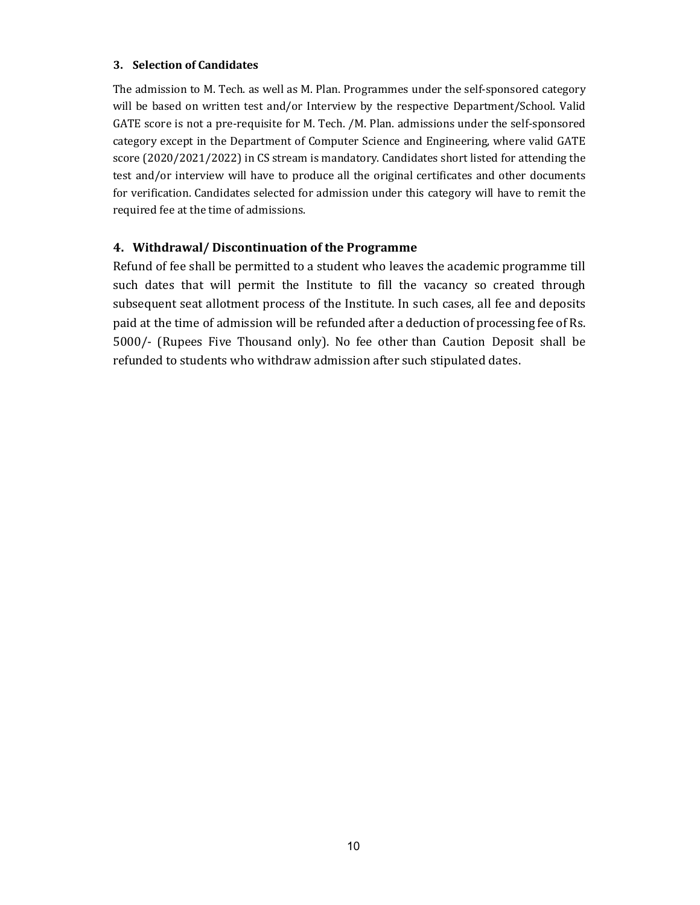### 3. Selection of Candidates

The admission to M. Tech. as well as M. Plan. Programmes under the self-sponsored category will be based on written test and/or Interview by the respective Department/School. Valid GATE score is not a pre-requisite for M. Tech. /M. Plan. admissions under the self-sponsored category except in the Department of Computer Science and Engineering, where valid GATE score (2020/2021/2022) in CS stream is mandatory. Candidates short listed for attending the test and/or interview will have to produce all the original certificates and other documents for verification. Candidates selected for admission under this category will have to remit the required fee at the time of admissions.

### 4. Withdrawal/ Discontinuation of the Programme

Refund of fee shall be permitted to a student who leaves the academic programme till such dates that will permit the Institute to fill the vacancy so created through subsequent seat allotment process of the Institute. In such cases, all fee and deposits paid at the time of admission will be refunded after a deduction of processing fee of Rs. 5000/- (Rupees Five Thousand only). No fee other than Caution Deposit shall be refunded to students who withdraw admission after such stipulated dates.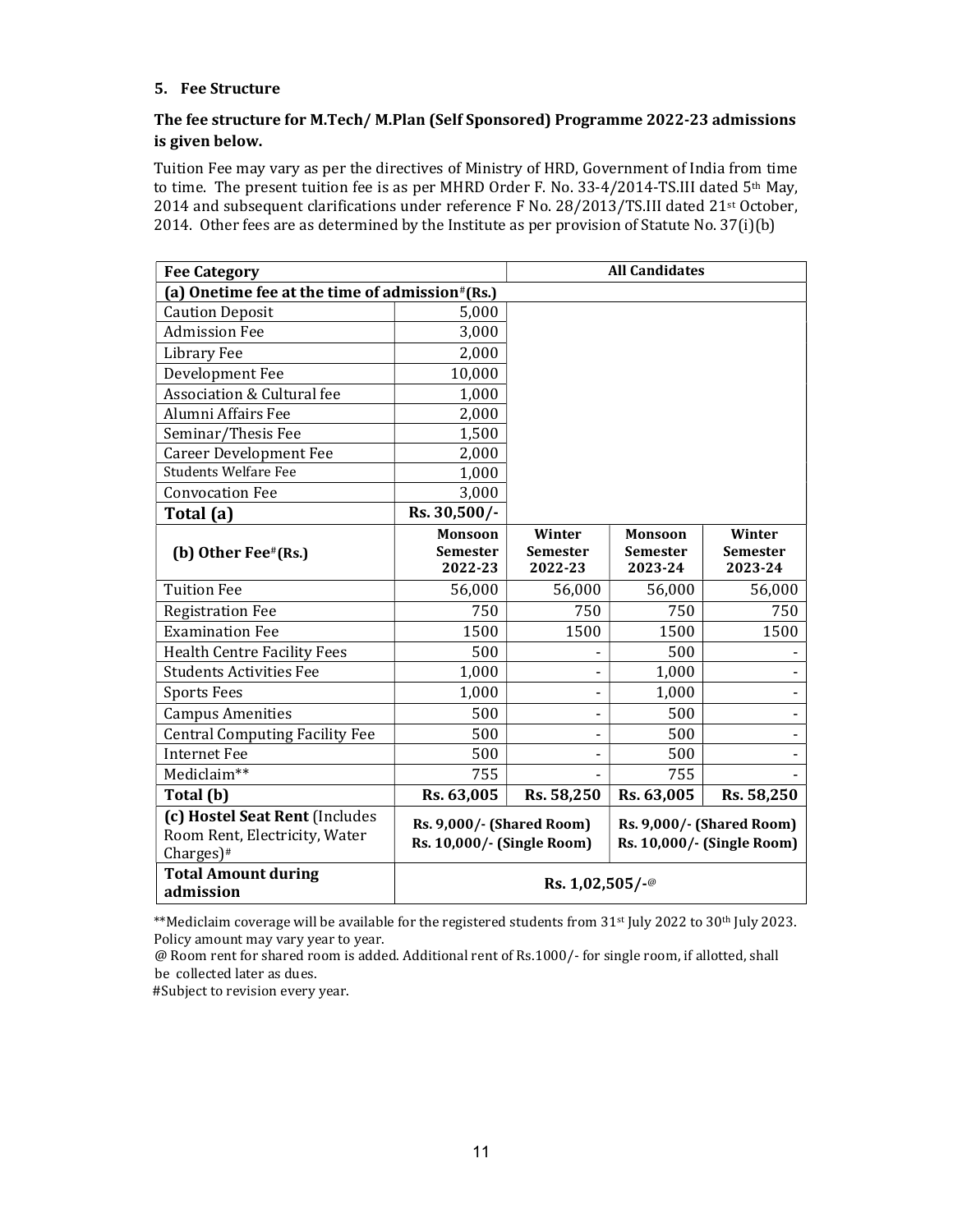## 5. Fee Structure

**The fee structure for M.Tech/ M.Plan (Self Sponsored) Programme 2022-23 admissions is given below.**

Tuition Fee may vary as per the directives of Ministry of HRD, Government of India from time to time. The present tuition fee is as per MHRD Order F. No. 33-4/2014-TS.III dated 5th May, 2014 and subsequent clarifications under reference F No. 28/2013/TS.III dated 21st October, 2014. Other fees are as determined by the Institute as per provision of Statute No. 37(i)(b)

| **Fee Category** | | **All Candidates** | | |
|---|---|---|---|---|
| **(a) Onetime fee at the time of admission#(Rs.)** | | | | |
| Caution Deposit | 5,000 | | | |
| Admission Fee | 3,000 | | | |
| Library Fee | 2,000 | | | |
| Development Fee | 10,000 | | | |
| Association & Cultural fee | 1,000 | | | |
| Alumni Affairs Fee | 2,000 | | | |
| Seminar/Thesis Fee | 1,500 | | | |
| Career Development Fee | 2,000 | | | |
| Students Welfare Fee | 1,000 | | | |
| Convocation Fee | 3,000 | | | |
| **Total (a)** | **Rs. 30,500/-** | | | |
| **(b) Other Fee#(Rs.)** | **Monsoon Semester 2022-23** | **Winter Semester 2022-23** | **Monsoon Semester 2023-24** | **Winter Semester 2023-24** |
| Tuition Fee | 56,000 | 56,000 | 56,000 | 56,000 |
| Registration Fee | 750 | 750 | 750 | 750 |
| Examination Fee | 1500 | 1500 | 1500 | 1500 |
| Health Centre Facility Fees | 500 | - | 500 | - |
| Students Activities Fee | 1,000 | - | 1,000 | - |
| Sports Fees | 1,000 | - | 1,000 | - |
| Campus Amenities | 500 | - | 500 | - |
| Central Computing Facility Fee | 500 | - | 500 | - |
| Internet Fee | 500 | - | 500 | - |
| Mediclaim** | 755 | - | 755 | - |
| **Total (b)** | **Rs. 63,005** | **Rs. 58,250** | **Rs. 63,005** | **Rs. 58,250** |
| **(c) Hostel Seat Rent** (Includes Room Rent, Electricity, Water Charges)# | **Rs. 9,000/- (Shared Room) Rs. 10,000/- (Single Room)** | | **Rs. 9,000/- (Shared Room) Rs. 10,000/- (Single Room)** | |
| **Total Amount during admission** | **Rs. 1,02,505/-@** | | | |

**Mediclaim coverage will be available for the registered students from 31st July 2022 to 30th July 2023. Policy amount may vary year to year.

@ Room rent for shared room is added. Additional rent of Rs.1000/- for single room, if allotted, shall be collected later as dues.

#Subject to revision every year.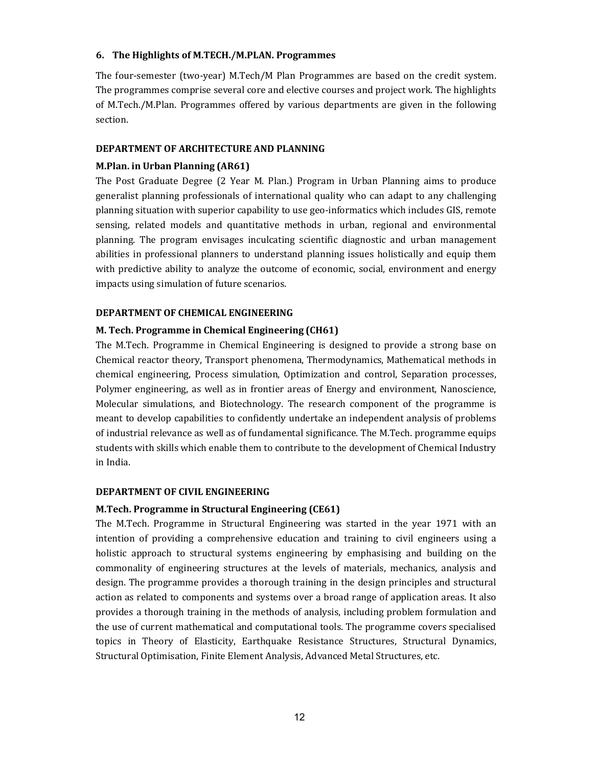## 6. The Highlights of M.TECH./M.PLAN. Programmes

The four-semester (two-year) M.Tech/M Plan Programmes are based on the credit system. The programmes comprise several core and elective courses and project work. The highlights of M.Tech./M.Plan. Programmes offered by various departments are given in the following section.

### DEPARTMENT OF ARCHITECTURE AND PLANNING

#### M.Plan. in Urban Planning (AR61)

The Post Graduate Degree (2 Year M. Plan.) Program in Urban Planning aims to produce generalist planning professionals of international quality who can adapt to any challenging planning situation with superior capability to use geo-informatics which includes GIS, remote sensing, related models and quantitative methods in urban, regional and environmental planning. The program envisages inculcating scientific diagnostic and urban management abilities in professional planners to understand planning issues holistically and equip them with predictive ability to analyze the outcome of economic, social, environment and energy impacts using simulation of future scenarios.

### DEPARTMENT OF CHEMICAL ENGINEERING

#### M. Tech. Programme in Chemical Engineering (CH61)

The M.Tech. Programme in Chemical Engineering is designed to provide a strong base on Chemical reactor theory, Transport phenomena, Thermodynamics, Mathematical methods in chemical engineering, Process simulation, Optimization and control, Separation processes, Polymer engineering, as well as in frontier areas of Energy and environment, Nanoscience, Molecular simulations, and Biotechnology. The research component of the programme is meant to develop capabilities to confidently undertake an independent analysis of problems of industrial relevance as well as of fundamental significance. The M.Tech. programme equips students with skills which enable them to contribute to the development of Chemical Industry in India.

### DEPARTMENT OF CIVIL ENGINEERING

#### M.Tech. Programme in Structural Engineering (CE61)

The M.Tech. Programme in Structural Engineering was started in the year 1971 with an intention of providing a comprehensive education and training to civil engineers using a holistic approach to structural systems engineering by emphasising and building on the commonality of engineering structures at the levels of materials, mechanics, analysis and design. The programme provides a thorough training in the design principles and structural action as related to components and systems over a broad range of application areas. It also provides a thorough training in the methods of analysis, including problem formulation and the use of current mathematical and computational tools. The programme covers specialised topics in Theory of Elasticity, Earthquake Resistance Structures, Structural Dynamics, Structural Optimisation, Finite Element Analysis, Advanced Metal Structures, etc.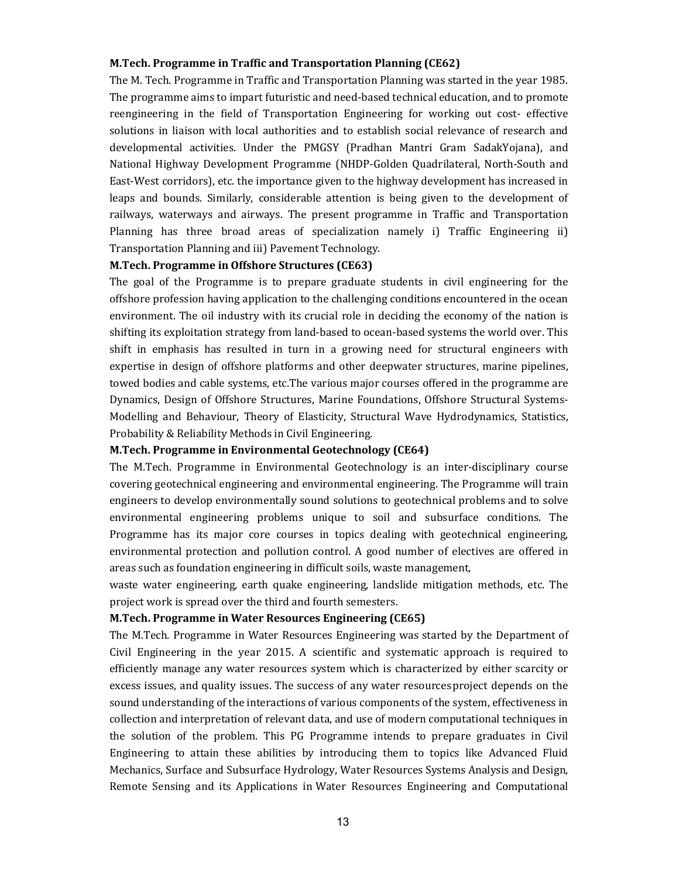**M.Tech. Programme in Traffic and Transportation Planning (CE62)**

The M. Tech. Programme in Traffic and Transportation Planning was started in the year 1985. The programme aims to impart futuristic and need-based technical education, and to promote reengineering in the field of Transportation Engineering for working out cost- effective solutions in liaison with local authorities and to establish social relevance of research and developmental activities. Under the PMGSY (Pradhan Mantri Gram SadakYojana), and National Highway Development Programme (NHDP-Golden Quadrilateral, North-South and East-West corridors), etc. the importance given to the highway development has increased in leaps and bounds. Similarly, considerable attention is being given to the development of railways, waterways and airways. The present programme in Traffic and Transportation Planning has three broad areas of specialization namely i) Traffic Engineering ii) Transportation Planning and iii) Pavement Technology.

**M.Tech. Programme in Offshore Structures (CE63)**

The goal of the Programme is to prepare graduate students in civil engineering for the offshore profession having application to the challenging conditions encountered in the ocean environment. The oil industry with its crucial role in deciding the economy of the nation is shifting its exploitation strategy from land-based to ocean-based systems the world over. This shift in emphasis has resulted in turn in a growing need for structural engineers with expertise in design of offshore platforms and other deepwater structures, marine pipelines, towed bodies and cable systems, etc.The various major courses offered in the programme are Dynamics, Design of Offshore Structures, Marine Foundations, Offshore Structural Systems-Modelling and Behaviour, Theory of Elasticity, Structural Wave Hydrodynamics, Statistics, Probability & Reliability Methods in Civil Engineering.

**M.Tech. Programme in Environmental Geotechnology (CE64)**

The M.Tech. Programme in Environmental Geotechnology is an inter-disciplinary course covering geotechnical engineering and environmental engineering. The Programme will train engineers to develop environmentally sound solutions to geotechnical problems and to solve environmental engineering problems unique to soil and subsurface conditions. The Programme has its major core courses in topics dealing with geotechnical engineering, environmental protection and pollution control. A good number of electives are offered in areas such as foundation engineering in difficult soils, waste management,
waste water engineering, earth quake engineering, landslide mitigation methods, etc. The project work is spread over the third and fourth semesters.

**M.Tech. Programme in Water Resources Engineering (CE65)**

The M.Tech. Programme in Water Resources Engineering was started by the Department of Civil Engineering in the year 2015. A scientific and systematic approach is required to efficiently manage any water resources system which is characterized by either scarcity or excess issues, and quality issues. The success of any water resourcesproject depends on the sound understanding of the interactions of various components of the system, effectiveness in collection and interpretation of relevant data, and use of modern computational techniques in the solution of the problem. This PG Programme intends to prepare graduates in Civil Engineering to attain these abilities by introducing them to topics like Advanced Fluid Mechanics, Surface and Subsurface Hydrology, Water Resources Systems Analysis and Design, Remote Sensing and its Applications in Water Resources Engineering and Computational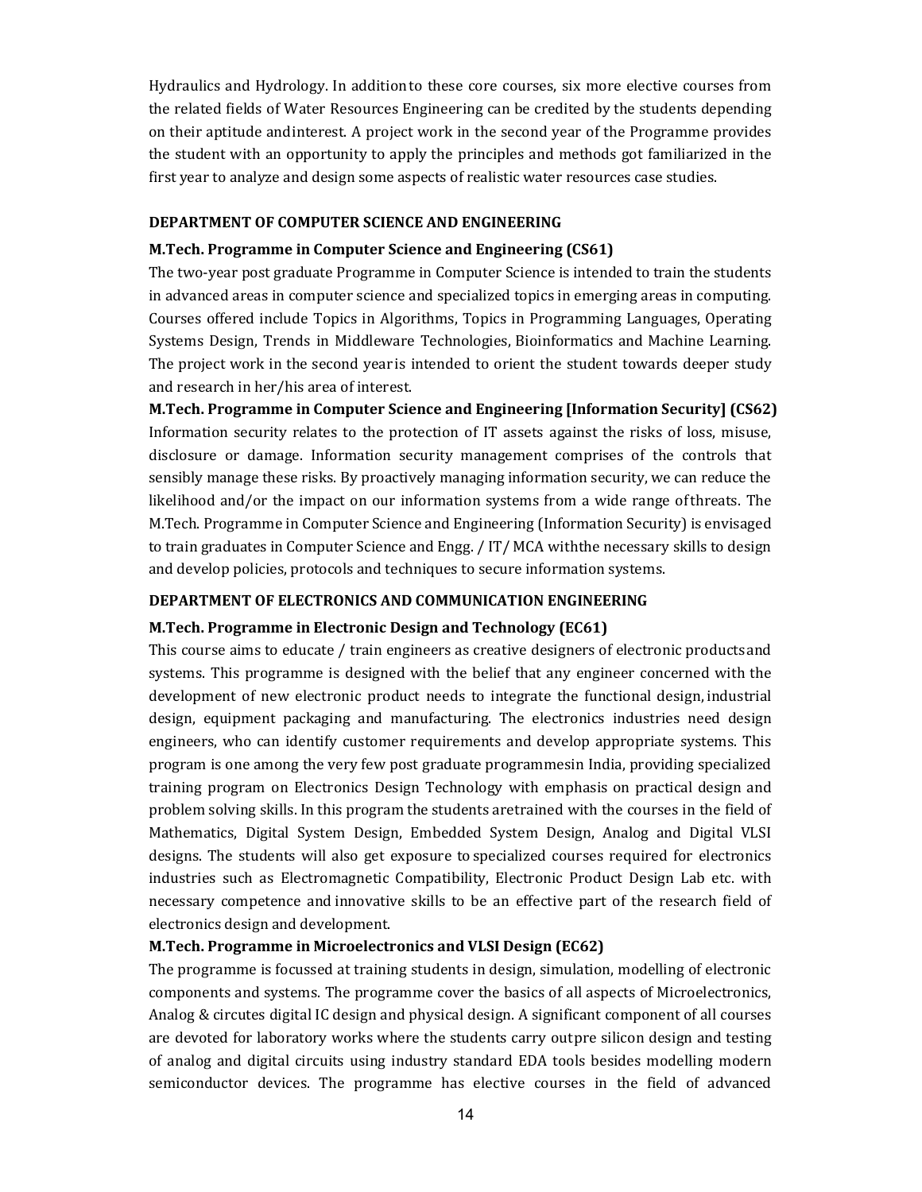Hydraulics and Hydrology. In addition to these core courses, six more elective courses from the related fields of Water Resources Engineering can be credited by the students depending on their aptitude and interest. A project work in the second year of the Programme provides the student with an opportunity to apply the principles and methods got familiarized in the first year to analyze and design some aspects of realistic water resources case studies.

## DEPARTMENT OF COMPUTER SCIENCE AND ENGINEERING

### M.Tech. Programme in Computer Science and Engineering (CS61)

The two-year post graduate Programme in Computer Science is intended to train the students in advanced areas in computer science and specialized topics in emerging areas in computing. Courses offered include Topics in Algorithms, Topics in Programming Languages, Operating Systems Design, Trends in Middleware Technologies, Bioinformatics and Machine Learning. The project work in the second year is intended to orient the student towards deeper study and research in her/his area of interest.

### M.Tech. Programme in Computer Science and Engineering [Information Security] (CS62)

Information security relates to the protection of IT assets against the risks of loss, misuse, disclosure or damage. Information security management comprises of the controls that sensibly manage these risks. By proactively managing information security, we can reduce the likelihood and/or the impact on our information systems from a wide range of threats. The M.Tech. Programme in Computer Science and Engineering (Information Security) is envisaged to train graduates in Computer Science and Engg. / IT/ MCA with the necessary skills to design and develop policies, protocols and techniques to secure information systems.

## DEPARTMENT OF ELECTRONICS AND COMMUNICATION ENGINEERING

### M.Tech. Programme in Electronic Design and Technology (EC61)

This course aims to educate / train engineers as creative designers of electronic products and systems. This programme is designed with the belief that any engineer concerned with the development of new electronic product needs to integrate the functional design, industrial design, equipment packaging and manufacturing. The electronics industries need design engineers, who can identify customer requirements and develop appropriate systems. This program is one among the very few post graduate programmes in India, providing specialized training program on Electronics Design Technology with emphasis on practical design and problem solving skills. In this program the students are trained with the courses in the field of Mathematics, Digital System Design, Embedded System Design, Analog and Digital VLSI designs. The students will also get exposure to specialized courses required for electronics industries such as Electromagnetic Compatibility, Electronic Product Design Lab etc. with necessary competence and innovative skills to be an effective part of the research field of electronics design and development.

### M.Tech. Programme in Microelectronics and VLSI Design (EC62)

The programme is focussed at training students in design, simulation, modelling of electronic components and systems. The programme cover the basics of all aspects of Microelectronics, Analog & circutes digital IC design and physical design. A significant component of all courses are devoted for laboratory works where the students carry out pre silicon design and testing of analog and digital circuits using industry standard EDA tools besides modelling modern semiconductor devices. The programme has elective courses in the field of advanced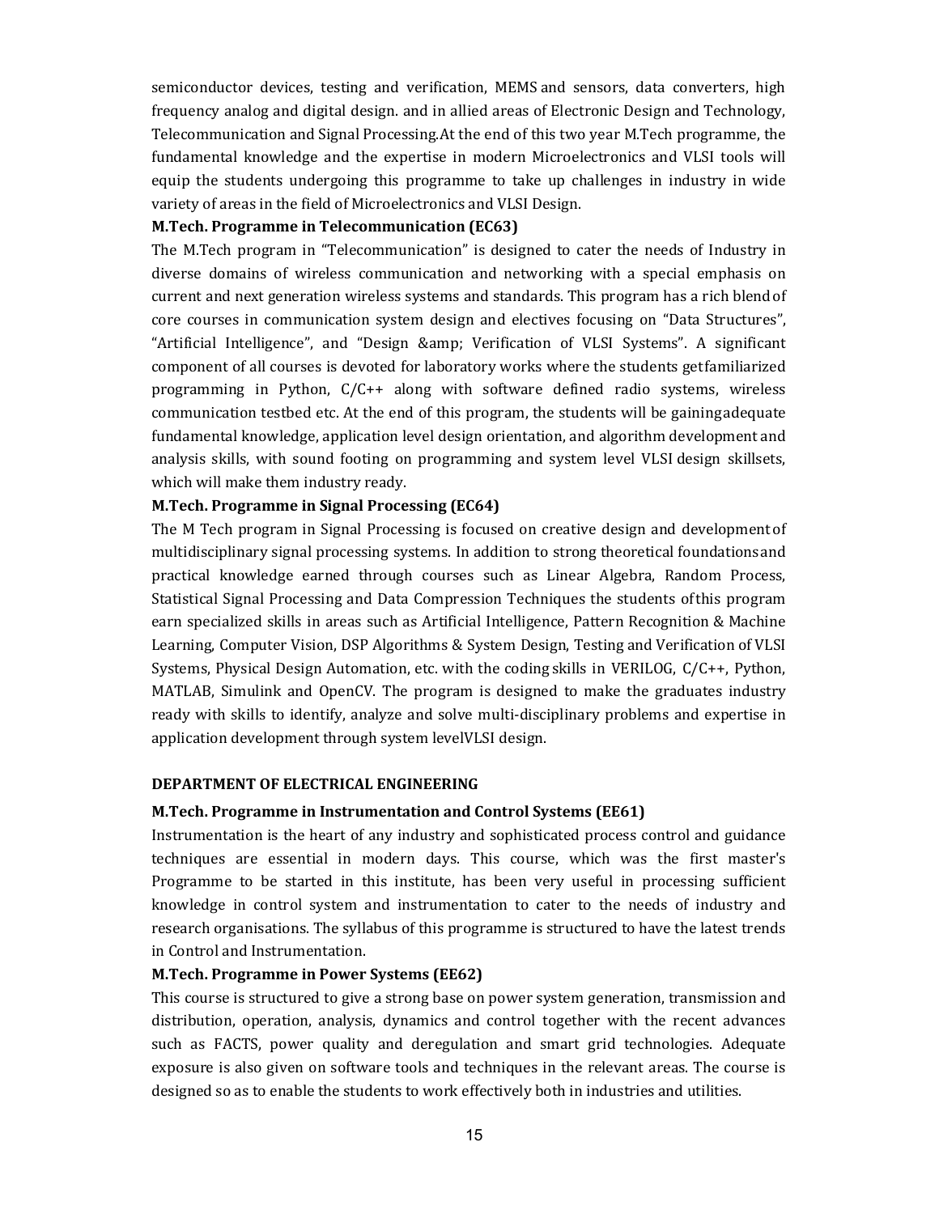semiconductor devices, testing and verification, MEMS and sensors, data converters, high frequency analog and digital design. and in allied areas of Electronic Design and Technology, Telecommunication and Signal Processing.At the end of this two year M.Tech programme, the fundamental knowledge and the expertise in modern Microelectronics and VLSI tools will equip the students undergoing this programme to take up challenges in industry in wide variety of areas in the field of Microelectronics and VLSI Design.

**M.Tech. Programme in Telecommunication (EC63)**

The M.Tech program in "Telecommunication" is designed to cater the needs of Industry in diverse domains of wireless communication and networking with a special emphasis on current and next generation wireless systems and standards. This program has a rich blend of core courses in communication system design and electives focusing on "Data Structures", "Artificial Intelligence", and "Design &amp; Verification of VLSI Systems". A significant component of all courses is devoted for laboratory works where the students get familiarized programming in Python, C/C++ along with software defined radio systems, wireless communication testbed etc. At the end of this program, the students will be gaining adequate fundamental knowledge, application level design orientation, and algorithm development and analysis skills, with sound footing on programming and system level VLSI design skillsets, which will make them industry ready.

**M.Tech. Programme in Signal Processing (EC64)**

The M Tech program in Signal Processing is focused on creative design and development of multidisciplinary signal processing systems. In addition to strong theoretical foundations and practical knowledge earned through courses such as Linear Algebra, Random Process, Statistical Signal Processing and Data Compression Techniques the students of this program earn specialized skills in areas such as Artificial Intelligence, Pattern Recognition & Machine Learning, Computer Vision, DSP Algorithms & System Design, Testing and Verification of VLSI Systems, Physical Design Automation, etc. with the coding skills in VERILOG, C/C++, Python, MATLAB, Simulink and OpenCV. The program is designed to make the graduates industry ready with skills to identify, analyze and solve multi-disciplinary problems and expertise in application development through system levelVLSI design.

## DEPARTMENT OF ELECTRICAL ENGINEERING

**M.Tech. Programme in Instrumentation and Control Systems (EE61)**

Instrumentation is the heart of any industry and sophisticated process control and guidance techniques are essential in modern days. This course, which was the first master's Programme to be started in this institute, has been very useful in processing sufficient knowledge in control system and instrumentation to cater to the needs of industry and research organisations. The syllabus of this programme is structured to have the latest trends in Control and Instrumentation.

**M.Tech. Programme in Power Systems (EE62)**

This course is structured to give a strong base on power system generation, transmission and distribution, operation, analysis, dynamics and control together with the recent advances such as FACTS, power quality and deregulation and smart grid technologies. Adequate exposure is also given on software tools and techniques in the relevant areas. The course is designed so as to enable the students to work effectively both in industries and utilities.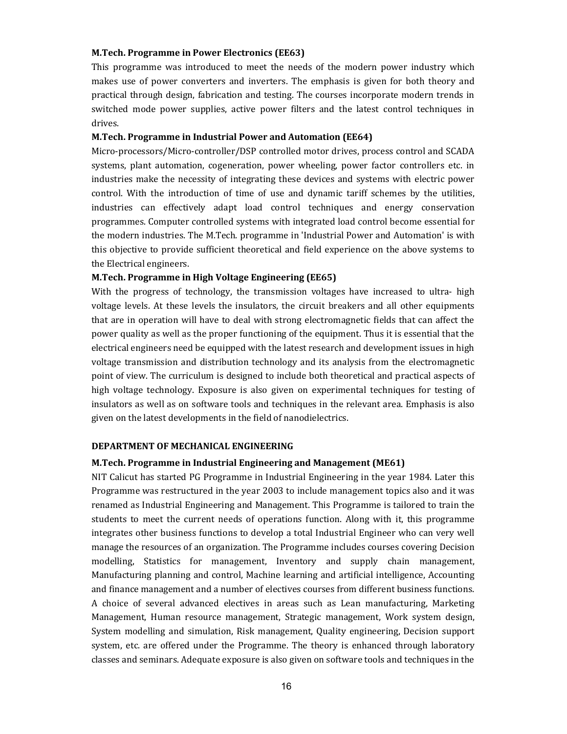**M.Tech. Programme in Power Electronics (EE63)**

This programme was introduced to meet the needs of the modern power industry which makes use of power converters and inverters. The emphasis is given for both theory and practical through design, fabrication and testing. The courses incorporate modern trends in switched mode power supplies, active power filters and the latest control techniques in drives.

**M.Tech. Programme in Industrial Power and Automation (EE64)**

Micro-processors/Micro-controller/DSP controlled motor drives, process control and SCADA systems, plant automation, cogeneration, power wheeling, power factor controllers etc. in industries make the necessity of integrating these devices and systems with electric power control. With the introduction of time of use and dynamic tariff schemes by the utilities, industries can effectively adapt load control techniques and energy conservation programmes. Computer controlled systems with integrated load control become essential for the modern industries. The M.Tech. programme in 'Industrial Power and Automation' is with this objective to provide sufficient theoretical and field experience on the above systems to the Electrical engineers.

**M.Tech. Programme in High Voltage Engineering (EE65)**

With the progress of technology, the transmission voltages have increased to ultra- high voltage levels. At these levels the insulators, the circuit breakers and all other equipments that are in operation will have to deal with strong electromagnetic fields that can affect the power quality as well as the proper functioning of the equipment. Thus it is essential that the electrical engineers need be equipped with the latest research and development issues in high voltage transmission and distribution technology and its analysis from the electromagnetic point of view. The curriculum is designed to include both theoretical and practical aspects of high voltage technology. Exposure is also given on experimental techniques for testing of insulators as well as on software tools and techniques in the relevant area. Emphasis is also given on the latest developments in the field of nanodielectrics.

**DEPARTMENT OF MECHANICAL ENGINEERING**

**M.Tech. Programme in Industrial Engineering and Management (ME61)**

NIT Calicut has started PG Programme in Industrial Engineering in the year 1984. Later this Programme was restructured in the year 2003 to include management topics also and it was renamed as Industrial Engineering and Management. This Programme is tailored to train the students to meet the current needs of operations function. Along with it, this programme integrates other business functions to develop a total Industrial Engineer who can very well manage the resources of an organization. The Programme includes courses covering Decision modelling, Statistics for management, Inventory and supply chain management, Manufacturing planning and control, Machine learning and artificial intelligence, Accounting and finance management and a number of electives courses from different business functions. A choice of several advanced electives in areas such as Lean manufacturing, Marketing Management, Human resource management, Strategic management, Work system design, System modelling and simulation, Risk management, Quality engineering, Decision support system, etc. are offered under the Programme. The theory is enhanced through laboratory classes and seminars. Adequate exposure is also given on software tools and techniques in the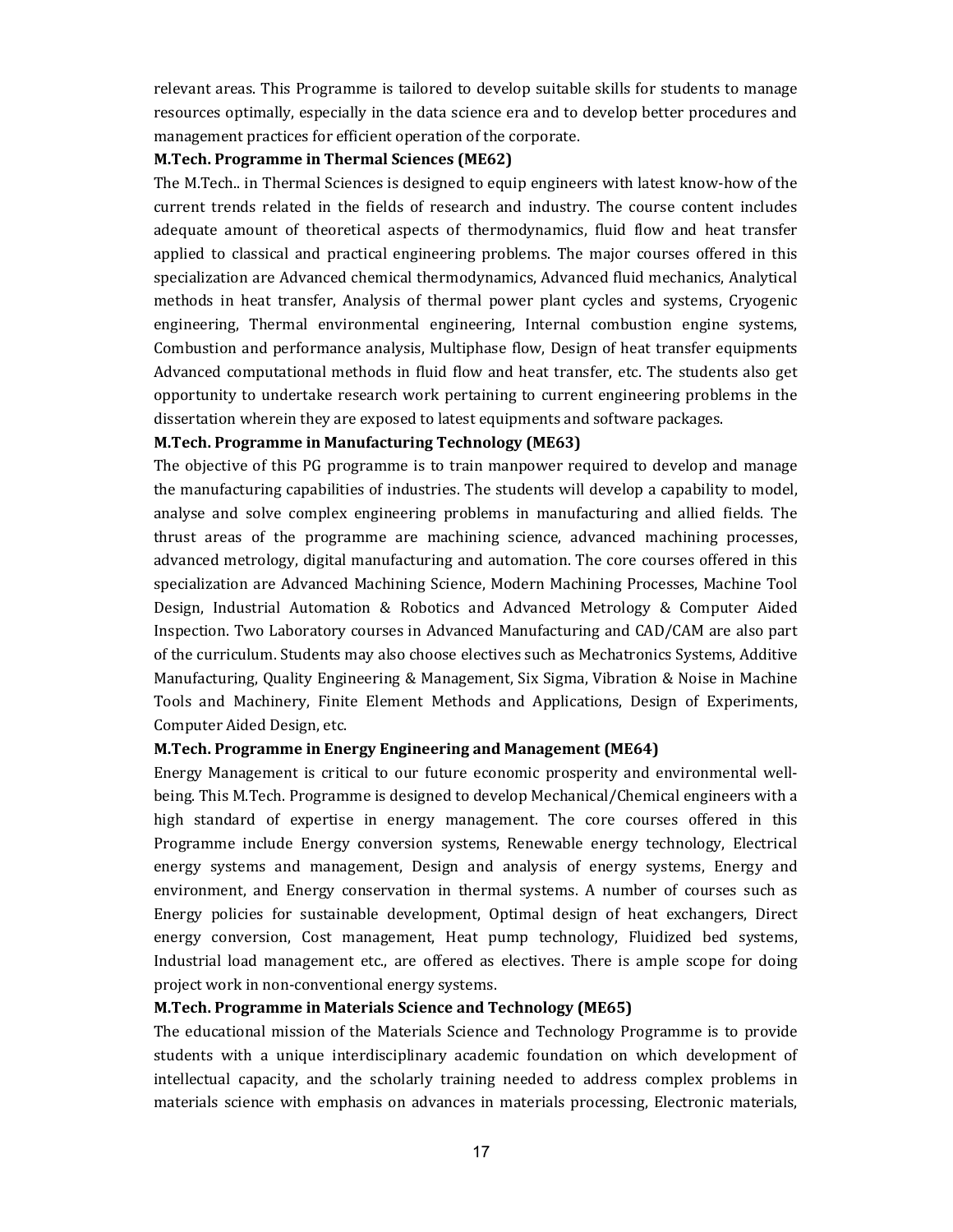relevant areas. This Programme is tailored to develop suitable skills for students to manage resources optimally, especially in the data science era and to develop better procedures and management practices for efficient operation of the corporate.

**M.Tech. Programme in Thermal Sciences (ME62)**

The M.Tech.. in Thermal Sciences is designed to equip engineers with latest know-how of the current trends related in the fields of research and industry. The course content includes adequate amount of theoretical aspects of thermodynamics, fluid flow and heat transfer applied to classical and practical engineering problems. The major courses offered in this specialization are Advanced chemical thermodynamics, Advanced fluid mechanics, Analytical methods in heat transfer, Analysis of thermal power plant cycles and systems, Cryogenic engineering, Thermal environmental engineering, Internal combustion engine systems, Combustion and performance analysis, Multiphase flow, Design of heat transfer equipments Advanced computational methods in fluid flow and heat transfer, etc. The students also get opportunity to undertake research work pertaining to current engineering problems in the dissertation wherein they are exposed to latest equipments and software packages.

**M.Tech. Programme in Manufacturing Technology (ME63)**

The objective of this PG programme is to train manpower required to develop and manage the manufacturing capabilities of industries. The students will develop a capability to model, analyse and solve complex engineering problems in manufacturing and allied fields. The thrust areas of the programme are machining science, advanced machining processes, advanced metrology, digital manufacturing and automation. The core courses offered in this specialization are Advanced Machining Science, Modern Machining Processes, Machine Tool Design, Industrial Automation & Robotics and Advanced Metrology & Computer Aided Inspection. Two Laboratory courses in Advanced Manufacturing and CAD/CAM are also part of the curriculum. Students may also choose electives such as Mechatronics Systems, Additive Manufacturing, Quality Engineering & Management, Six Sigma, Vibration & Noise in Machine Tools and Machinery, Finite Element Methods and Applications, Design of Experiments, Computer Aided Design, etc.

**M.Tech. Programme in Energy Engineering and Management (ME64)**

Energy Management is critical to our future economic prosperity and environmental well-being. This M.Tech. Programme is designed to develop Mechanical/Chemical engineers with a high standard of expertise in energy management. The core courses offered in this Programme include Energy conversion systems, Renewable energy technology, Electrical energy systems and management, Design and analysis of energy systems, Energy and environment, and Energy conservation in thermal systems. A number of courses such as Energy policies for sustainable development, Optimal design of heat exchangers, Direct energy conversion, Cost management, Heat pump technology, Fluidized bed systems, Industrial load management etc., are offered as electives. There is ample scope for doing project work in non-conventional energy systems.

**M.Tech. Programme in Materials Science and Technology (ME65)**

The educational mission of the Materials Science and Technology Programme is to provide students with a unique interdisciplinary academic foundation on which development of intellectual capacity, and the scholarly training needed to address complex problems in materials science with emphasis on advances in materials processing, Electronic materials,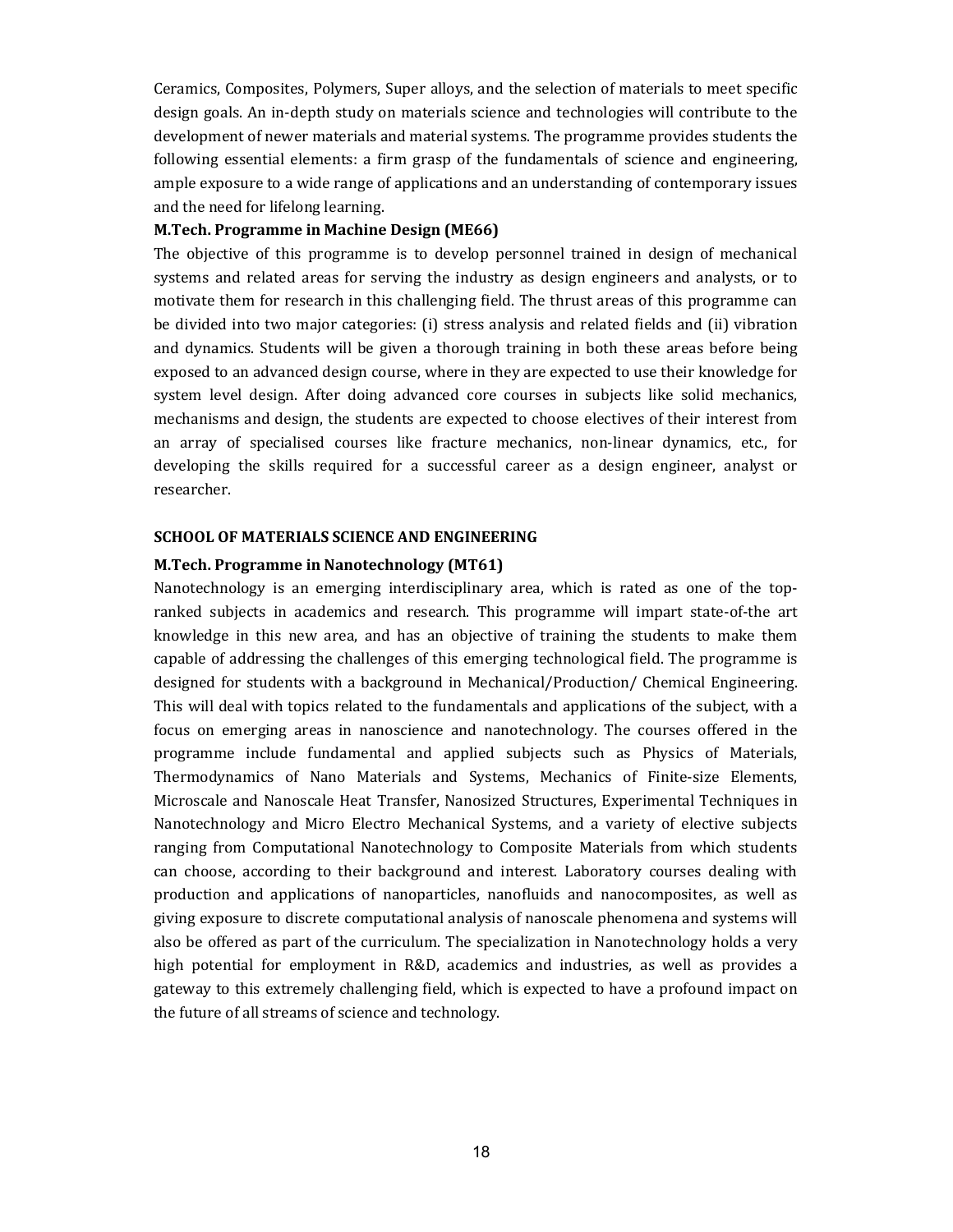Ceramics, Composites, Polymers, Super alloys, and the selection of materials to meet specific design goals. An in-depth study on materials science and technologies will contribute to the development of newer materials and material systems. The programme provides students the following essential elements: a firm grasp of the fundamentals of science and engineering, ample exposure to a wide range of applications and an understanding of contemporary issues and the need for lifelong learning.

**M.Tech. Programme in Machine Design (ME66)**

The objective of this programme is to develop personnel trained in design of mechanical systems and related areas for serving the industry as design engineers and analysts, or to motivate them for research in this challenging field. The thrust areas of this programme can be divided into two major categories: (i) stress analysis and related fields and (ii) vibration and dynamics. Students will be given a thorough training in both these areas before being exposed to an advanced design course, where in they are expected to use their knowledge for system level design. After doing advanced core courses in subjects like solid mechanics, mechanisms and design, the students are expected to choose electives of their interest from an array of specialised courses like fracture mechanics, non-linear dynamics, etc., for developing the skills required for a successful career as a design engineer, analyst or researcher.

## SCHOOL OF MATERIALS SCIENCE AND ENGINEERING

**M.Tech. Programme in Nanotechnology (MT61)**

Nanotechnology is an emerging interdisciplinary area, which is rated as one of the top-ranked subjects in academics and research. This programme will impart state-of-the art knowledge in this new area, and has an objective of training the students to make them capable of addressing the challenges of this emerging technological field. The programme is designed for students with a background in Mechanical/Production/ Chemical Engineering. This will deal with topics related to the fundamentals and applications of the subject, with a focus on emerging areas in nanoscience and nanotechnology. The courses offered in the programme include fundamental and applied subjects such as Physics of Materials, Thermodynamics of Nano Materials and Systems, Mechanics of Finite-size Elements, Microscale and Nanoscale Heat Transfer, Nanosized Structures, Experimental Techniques in Nanotechnology and Micro Electro Mechanical Systems, and a variety of elective subjects ranging from Computational Nanotechnology to Composite Materials from which students can choose, according to their background and interest. Laboratory courses dealing with production and applications of nanoparticles, nanofluids and nanocomposites, as well as giving exposure to discrete computational analysis of nanoscale phenomena and systems will also be offered as part of the curriculum. The specialization in Nanotechnology holds a very high potential for employment in R&D, academics and industries, as well as provides a gateway to this extremely challenging field, which is expected to have a profound impact on the future of all streams of science and technology.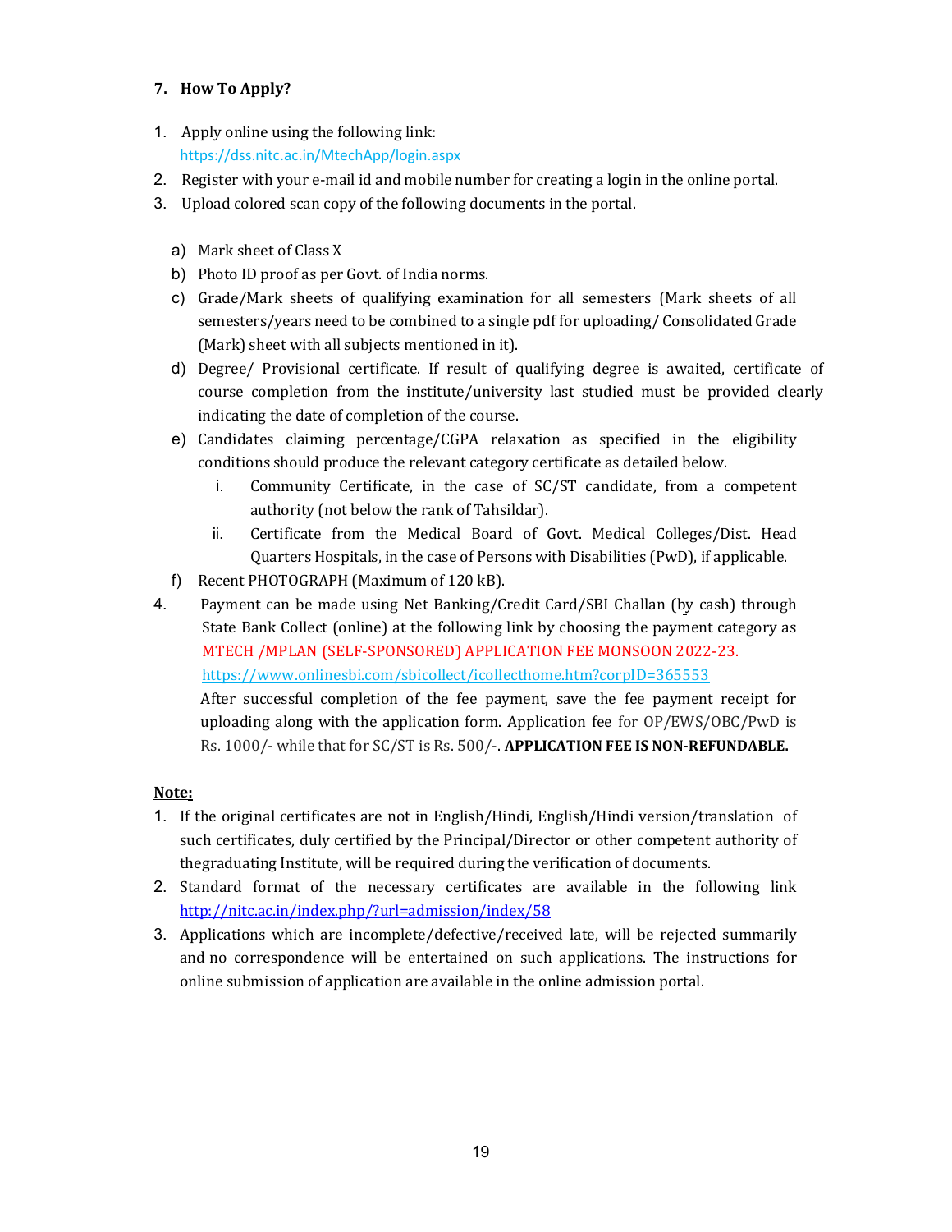## 7. How To Apply?

1. Apply online using the following link:
   https://dss.nitc.ac.in/MtechApp/login.aspx
2. Register with your e-mail id and mobile number for creating a login in the online portal.
3. Upload colored scan copy of the following documents in the portal.

   a) Mark sheet of Class X
   b) Photo ID proof as per Govt. of India norms.
   c) Grade/Mark sheets of qualifying examination for all semesters (Mark sheets of all semesters/years need to be combined to a single pdf for uploading/ Consolidated Grade (Mark) sheet with all subjects mentioned in it).
   d) Degree/ Provisional certificate. If result of qualifying degree is awaited, certificate of course completion from the institute/university last studied must be provided clearly indicating the date of completion of the course.
   e) Candidates claiming percentage/CGPA relaxation as specified in the eligibility conditions should produce the relevant category certificate as detailed below.
      i. Community Certificate, in the case of SC/ST candidate, from a competent authority (not below the rank of Tahsildar).
      ii. Certificate from the Medical Board of Govt. Medical Colleges/Dist. Head Quarters Hospitals, in the case of Persons with Disabilities (PwD), if applicable.
   f) Recent PHOTOGRAPH (Maximum of 120 kB).
4. Payment can be made using Net Banking/Credit Card/SBI Challan (by cash) through State Bank Collect (online) at the following link by choosing the payment category as MTECH /MPLAN (SELF-SPONSORED) APPLICATION FEE MONSOON 2022-23.
   https://www.onlinesbi.com/sbicollect/icollecthome.htm?corpID=365553
   After successful completion of the fee payment, save the fee payment receipt for uploading along with the application form. Application fee for OP/EWS/OBC/PwD is Rs. 1000/- while that for SC/ST is Rs. 500/-. **APPLICATION FEE IS NON-REFUNDABLE.**

**Note:**

1. If the original certificates are not in English/Hindi, English/Hindi version/translation of such certificates, duly certified by the Principal/Director or other competent authority of thegraduating Institute, will be required during the verification of documents.
2. Standard format of the necessary certificates are available in the following link http://nitc.ac.in/index.php/?url=admission/index/58
3. Applications which are incomplete/defective/received late, will be rejected summarily and no correspondence will be entertained on such applications. The instructions for online submission of application are available in the online admission portal.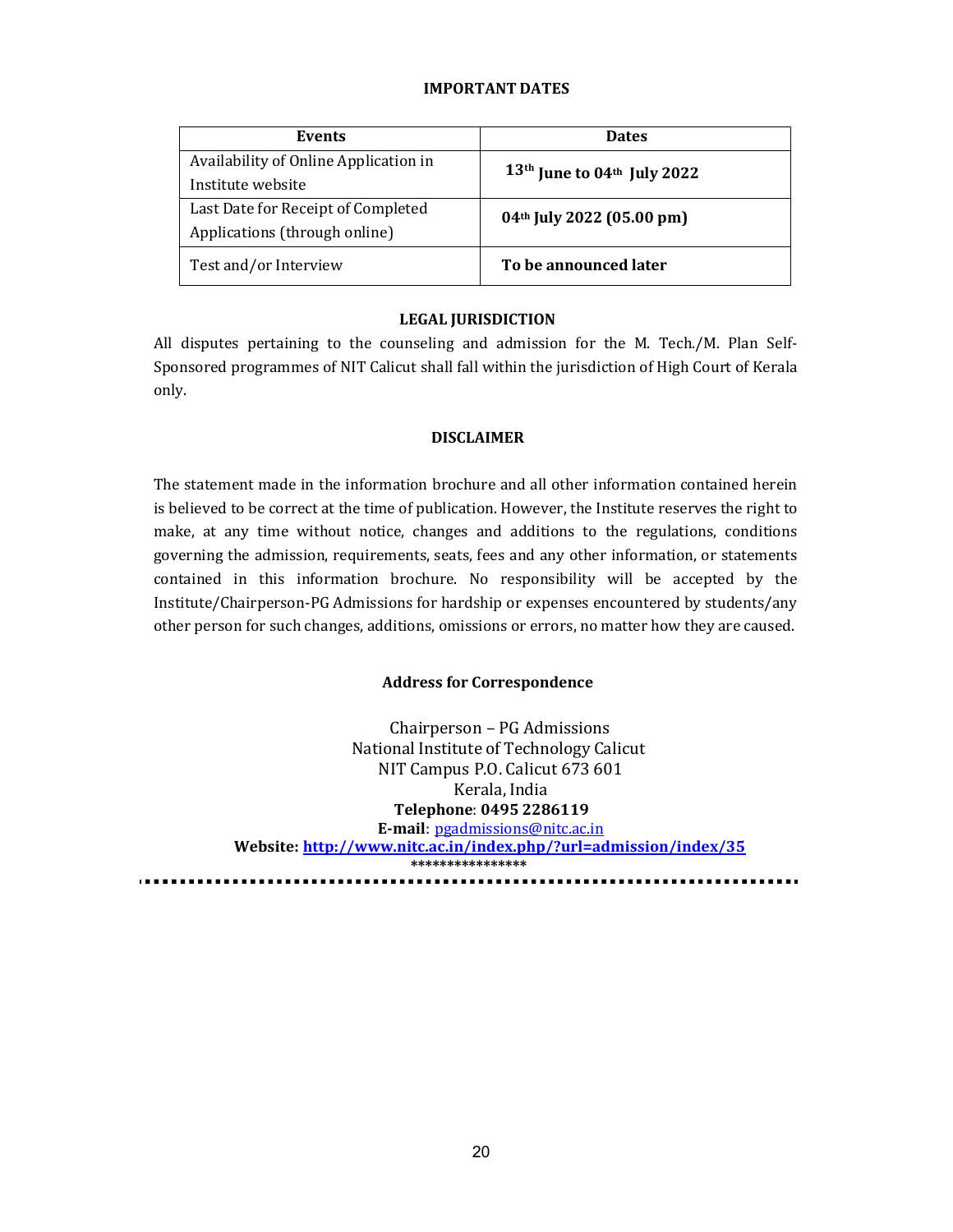## IMPORTANT DATES

| Events | Dates |
|---|---|
| Availability of Online Application in Institute website | **13th June to 04th July 2022** |
| Last Date for Receipt of Completed Applications (through online) | **04th July 2022 (05.00 pm)** |
| Test and/or Interview | **To be announced later** |

## LEGAL JURISDICTION

All disputes pertaining to the counseling and admission for the M. Tech./M. Plan Self-Sponsored programmes of NIT Calicut shall fall within the jurisdiction of High Court of Kerala only.

## DISCLAIMER

The statement made in the information brochure and all other information contained herein is believed to be correct at the time of publication. However, the Institute reserves the right to make, at any time without notice, changes and additions to the regulations, conditions governing the admission, requirements, seats, fees and any other information, or statements contained in this information brochure. No responsibility will be accepted by the Institute/Chairperson-PG Admissions for hardship or expenses encountered by students/any other person for such changes, additions, omissions or errors, no matter how they are caused.

### Address for Correspondence

Chairperson – PG Admissions
National Institute of Technology Calicut
NIT Campus P.O. Calicut 673 601
Kerala, India
**Telephone**: **0495 2286119**
**E-mail**: pgadmissions@nitc.ac.in
**Website: http://www.nitc.ac.in/index.php/?url=admission/index/35**

****************